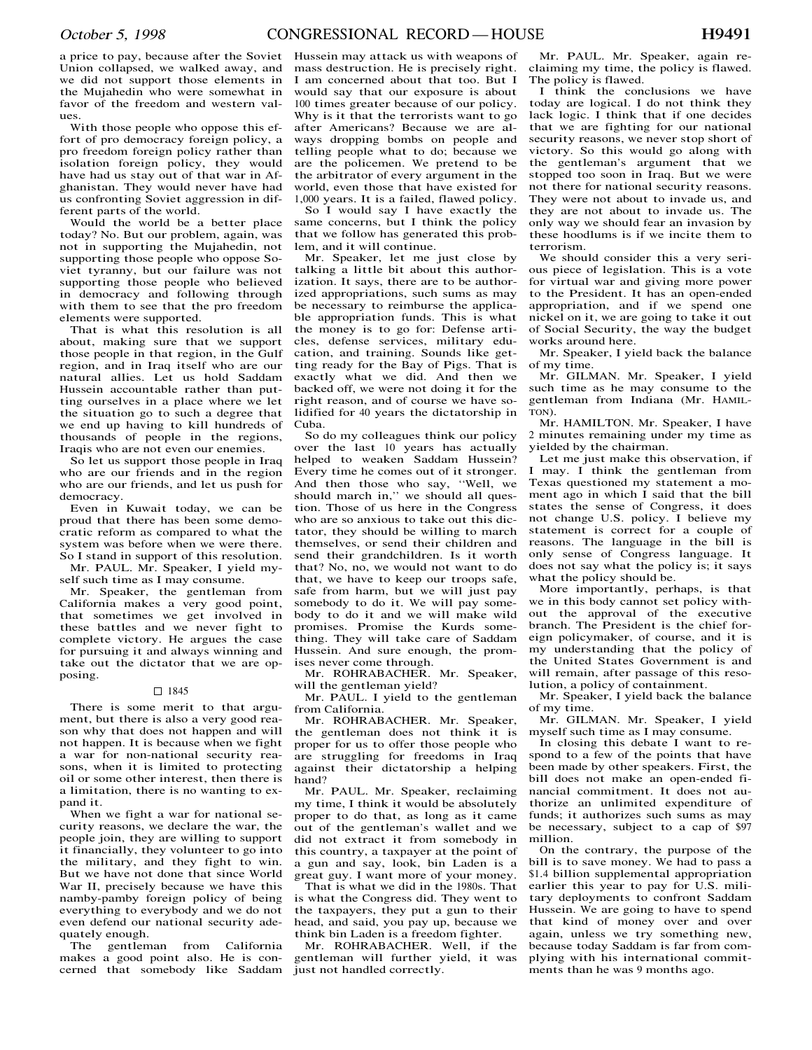a price to pay, because after the Soviet Union collapsed, we walked away, and we did not support those elements in the Mujahedin who were somewhat in favor of the freedom and western values.

With those people who oppose this effort of pro democracy foreign policy, a pro freedom foreign policy rather than isolation foreign policy, they would have had us stay out of that war in Afghanistan. They would never have had us confronting Soviet aggression in different parts of the world.

Would the world be a better place today? No. But our problem, again, was not in supporting the Mujahedin, not supporting those people who oppose Soviet tyranny, but our failure was not supporting those people who believed in democracy and following through with them to see that the pro freedom elements were supported.

That is what this resolution is all about, making sure that we support those people in that region, in the Gulf region, and in Iraq itself who are our natural allies. Let us hold Saddam Hussein accountable rather than putting ourselves in a place where we let the situation go to such a degree that we end up having to kill hundreds of thousands of people in the regions, Iraqis who are not even our enemies.

So let us support those people in Iraq who are our friends and in the region who are our friends, and let us push for democracy.

Even in Kuwait today, we can be proud that there has been some democratic reform as compared to what the system was before when we were there. So I stand in support of this resolution.

Mr. PAUL. Mr. Speaker, I yield myself such time as I may consume.

Mr. Speaker, the gentleman from California makes a very good point, that sometimes we get involved in these battles and we never fight to complete victory. He argues the case for pursuing it and always winning and take out the dictator that we are opposing.

□ 1845

There is some merit to that argument, but there is also a very good reason why that does not happen and will not happen. It is because when we fight a war for non-national security reasons, when it is limited to protecting oil or some other interest, then there is a limitation, there is no wanting to expand it.

When we fight a war for national security reasons, we declare the war, the people join, they are willing to support it financially, they volunteer to go into the military, and they fight to win. But we have not done that since World War II, precisely because we have this namby-pamby foreign policy of being everything to everybody and we do not even defend our national security adequately enough.

The gentleman from California makes a good point also. He is concerned that somebody like Saddam Hussein may attack us with weapons of mass destruction. He is precisely right. I am concerned about that too. But I would say that our exposure is about 100 times greater because of our policy. Why is it that the terrorists want to go after Americans? Because we are always dropping bombs on people and telling people what to do; because we are the policemen. We pretend to be the arbitrator of every argument in the world, even those that have existed for 1,000 years. It is a failed, flawed policy.

So I would say I have exactly the same concerns, but I think the policy that we follow has generated this problem, and it will continue.

Mr. Speaker, let me just close by talking a little bit about this authorization. It says, there are to be authorized appropriations, such sums as may be necessary to reimburse the applicable appropriation funds. This is what the money is to go for: Defense articles, defense services, military education, and training. Sounds like getting ready for the Bay of Pigs. That is exactly what we did. And then we backed off, we were not doing it for the right reason, and of course we have solidified for 40 years the dictatorship in Cuba.

So do my colleagues think our policy over the last 10 years has actually helped to weaken Saddam Hussein? Every time he comes out of it stronger. And then those who say, "Well, we should march in," we should all question. Those of us here in the Congress who are so anxious to take out this dictator, they should be willing to march themselves, or send their children and send their grandchildren. Is it worth that? No, no, we would not want to do that, we have to keep our troops safe, safe from harm, but we will just pay somebody to do it. We will pay somebody to do it and we will make wild promises. Promise the Kurds something. They will take care of Saddam Hussein. And sure enough, the promises never come through.

Mr. ROHRABACHER. Mr. Speaker, will the gentleman yield?

Mr. PAUL. I yield to the gentleman from California.

Mr. ROHRABACHER. Mr. Speaker, the gentleman does not think it is proper for us to offer those people who are struggling for freedoms in Iraq against their dictatorship a helping hand?

Mr. PAUL. Mr. Speaker, reclaiming my time, I think it would be absolutely proper to do that, as long as it came out of the gentleman's wallet and we did not extract it from somebody in this country, a taxpayer at the point of a gun and say, look, bin Laden is a great guy. I want more of your money.

That is what we did in the 1980s. That is what the Congress did. They went to the taxpayers, they put a gun to their head, and said, you pay up, because we think bin Laden is a freedom fighter.

Mr. ROHRABACHER. Well, if the gentleman will further yield, it was just not handled correctly.

Mr. PAUL. Mr. Speaker, again reclaiming my time, the policy is flawed. The policy is flawed.

I think the conclusions we have today are logical. I do not think they lack logic. I think that if one decides that we are fighting for our national security reasons, we never stop short of victory. So this would go along with the gentleman's argument that we stopped too soon in Iraq. But we were not there for national security reasons. They were not about to invade us, and they are not about to invade us. The only way we should fear an invasion by these hoodlums is if we incite them to terrorism.

We should consider this a very serious piece of legislation. This is a vote for virtual war and giving more power to the President. It has an open-ended appropriation, and if we spend one nickel on it, we are going to take it out of Social Security, the way the budget works around here.

Mr. Speaker, I yield back the balance of my time.

Mr. GILMAN. Mr. Speaker, I yield such time as he may consume to the gentleman from Indiana (Mr. HAMILTON).

Mr. HAMILTON. Mr. Speaker, I have 2 minutes remaining under my time as yielded by the chairman.

Let me just make this observation, if I may. I think the gentleman from Texas questioned my statement a moment ago in which I said that the bill states the sense of Congress, it does not change U.S. policy. I believe my statement is correct for a couple of reasons. The language in the bill is only sense of Congress language. It does not say what the policy is; it says what the policy should be.

More importantly, perhaps, is that we in this body cannot set policy without the approval of the executive branch. The President is the chief foreign policymaker, of course, and it is my understanding that the policy of the United States Government is and will remain, after passage of this resolution, a policy of containment.

Mr. Speaker, I yield back the balance of my time.

Mr. GILMAN. Mr. Speaker, I yield myself such time as I may consume.

In closing this debate I want to respond to a few of the points that have been made by other speakers. First, the bill does not make an open-ended financial commitment. It does not authorize an unlimited expenditure of funds; it authorizes such sums as may be necessary, subject to a cap of $97 million.

On the contrary, the purpose of the bill is to save money. We had to pass a $1.4 billion supplemental appropriation earlier this year to pay for U.S. military deployments to confront Saddam Hussein. We are going to have to spend that kind of money over and over again, unless we try something new, because today Saddam is far from complying with his international commitments than he was 9 months ago.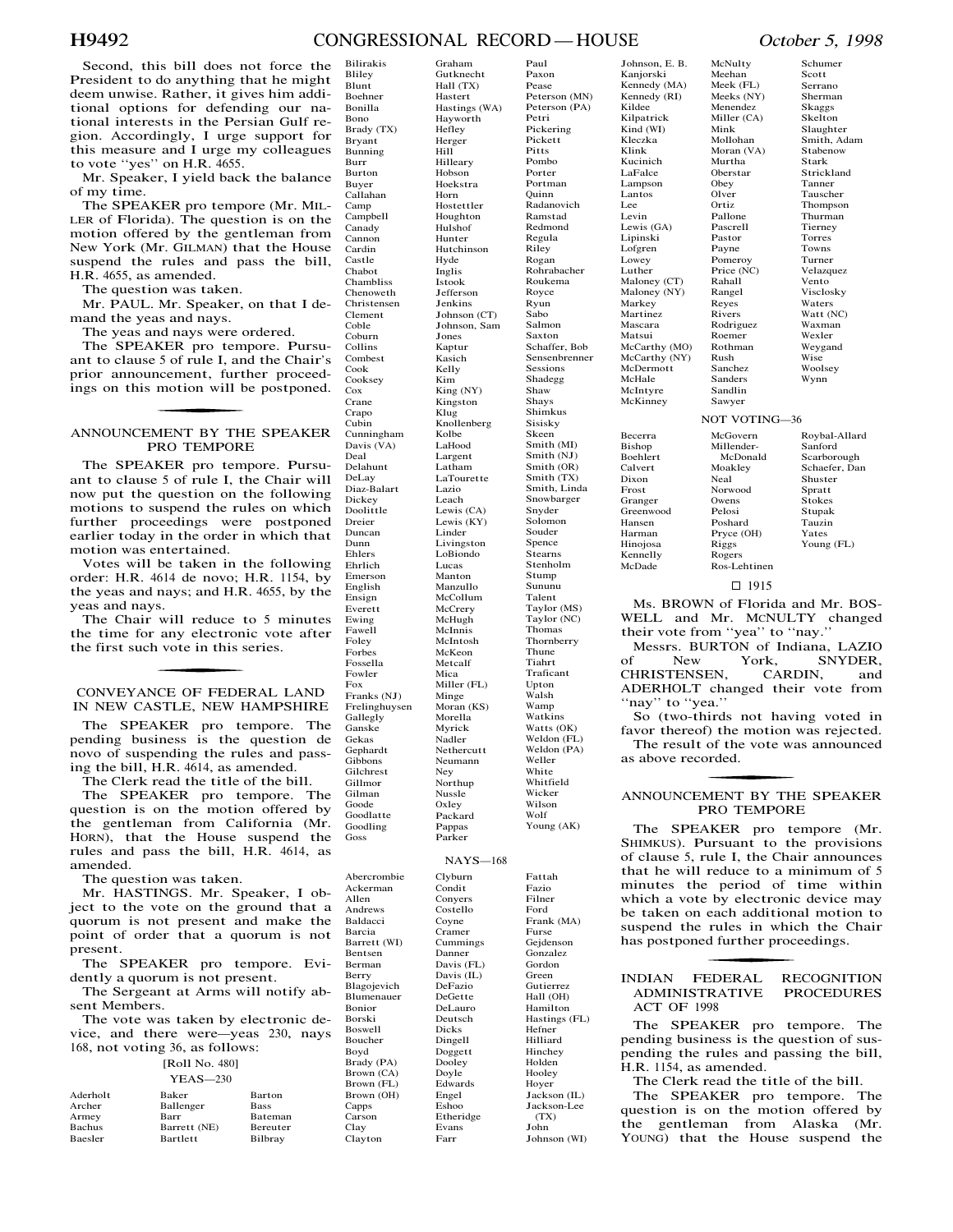Second, this bill does not force the President to do anything that he might deem unwise. Rather, it gives him additional options for defending our national interests in the Persian Gulf region. Accordingly, I urge support for this measure and I urge my colleagues to vote ''yes'' on H.R. 4655.

Mr. Speaker, I yield back the balance of my time.

The SPEAKER pro tempore (Mr. MILLER of Florida). The question is on the motion offered by the gentleman from New York (Mr. GILMAN) that the House suspend the rules and pass the bill, H.R. 4655, as amended.

The question was taken.

Mr. PAUL. Mr. Speaker, on that I demand the yeas and nays.

The yeas and nays were ordered.

The SPEAKER pro tempore. Pursuant to clause 5 of rule I, and the Chair's prior announcement, further proceedings on this motion will be postponed.

## ANNOUNCEMENT BY THE SPEAKER PRO TEMPORE

The SPEAKER pro tempore. Pursuant to clause 5 of rule I, the Chair will now put the question on the following motions to suspend the rules on which further proceedings were postponed earlier today in the order in which that motion was entertained.

Votes will be taken in the following order: H.R. 4614 de novo; H.R. 1154, by the yeas and nays; and H.R. 4655, by the yeas and nays.

The Chair will reduce to 5 minutes the time for any electronic vote after the first such vote in this series.

## CONVEYANCE OF FEDERAL LAND IN NEW CASTLE, NEW HAMPSHIRE

The SPEAKER pro tempore. The pending business is the question de novo of suspending the rules and passing the bill, H.R. 4614, as amended.

The Clerk read the title of the bill.

The SPEAKER pro tempore. The question is on the motion offered by the gentleman from California (Mr. HORN), that the House suspend the rules and pass the bill, H.R. 4614, as amended.

The question was taken.

Mr. HASTINGS. Mr. Speaker, I object to the vote on the ground that a quorum is not present and make the point of order that a quorum is not present.

The SPEAKER pro tempore. Evidently a quorum is not present.

The Sergeant at Arms will notify absent Members.

The vote was taken by electronic device, and there were—yeas 230, nays 168, not voting 36, as follows:

[Roll No. 480]

YEAS—230

Aderholt
Archer
Armey
Bachus
Baesler
Baker
Ballenger
Barr
Barrett (NE)
Bartlett
Barton
Bass
Bateman
Bereuter
Bilbray
Bilirakis
Bliley
Blunt
Boehner
Bonilla
Bono
Brady (TX)
Bryant
Bunning
Burr
Burton
Buyer
Callahan
Camp
Campbell
Canady
Cannon
Cardin
Castle
Chabot
Chambliss
Chenoweth
Christensen
Clement
Coble
Coburn
Collins
Combest
Cook
Cooksey
Cox
Crane
Crapo
Cubin
Cunningham
Davis (VA)
Deal
Delahunt
DeLay
Diaz-Balart
Dickey
Doolittle
Dreier
Duncan
Dunn
Ehlers
Ehrlich
Emerson
English
Ensign
Everett
Ewing
Fawell
Foley
Forbes
Fossella
Fowler
Fox
Franks (NJ)
Frelinghuysen
Gallegly
Ganske
Gekas
Gephardt
Gibbons
Gilchrest
Gillmor
Gilman
Goode
Goodlatte
Goodling
Goss
Graham
Gutknecht
Hall (TX)
Hastert
Hastings (WA)
Hayworth
Hefley
Herger
Hill
Hilleary
Hobson
Hoekstra
Horn
Hostettler
Houghton
Hulshof
Hunter
Hutchinson
Hyde
Inglis
Istook
Jefferson
Jenkins
Johnson (CT)
Johnson, Sam
Jones
Kaptur
Kasich
Kelly
Kim
King (NY)
Kingston
Klug
Knollenberg
Kolbe
LaHood
Largent
Latham
LaTourette
Lazio
Leach
Lewis (CA)
Lewis (KY)
Linder
Livingston
LoBiondo
Lucas
Manton
Manzullo
McCollum
McCrery
McHugh
McInnis
McIntosh
McKeon
Metcalf
Mica
Miller (FL)
Minge
Moran (KS)
Morella
Myrick
Nadler
Nethercutt
Neumann
Ney
Northup
Nussle
Oxley
Packard
Pappas
Parker
Paul
Paxon
Pease
Peterson (MN)
Peterson (PA)
Petri
Pickering
Pickett
Pitts
Pombo
Porter
Portman
Quinn
Radanovich
Ramstad
Redmond
Regula
Riley
Rogan
Rohrabacher
Roukema
Royce
Ryun
Sabo
Salmon
Saxton
Schaffer, Bob
Sensenbrenner
Sessions
Shadegg
Shaw
Shays
Shimkus
Sisisky
Skeen
Smith (MI)
Smith (NJ)
Smith (OR)
Smith (TX)
Smith, Linda
Snowbarger
Snyder
Solomon
Souder
Spence
Stearns
Stenholm
Stump
Sununu
Talent
Taylor (MS)
Taylor (NC)
Thomas
Thornberry
Thune
Tiahrt
Traficant
Upton
Walsh
Wamp
Watkins
Watts (OK)
Weldon (FL)
Weldon (PA)
Weller
White
Whitfield
Wicker
Wilson
Wolf
Young (AK)

NAYS—168

Abercrombie
Ackerman
Allen
Andrews
Baldacci
Barcia
Barrett (WI)
Bentsen
Berman
Berry
Blagojevich
Blumenauer
Bonior
Borski
Boswell
Boucher
Boyd
Brady (PA)
Brown (CA)
Brown (FL)
Brown (OH)
Capps
Carson
Clay
Clayton
Clyburn
Condit
Conyers
Costello
Coyne
Cramer
Cummings
Danner
Davis (FL)
Davis (IL)
DeFazio
DeGette
DeLauro
Deutsch
Dicks
Dingell
Doggett
Dooley
Doyle
Edwards
Engel
Eshoo
Etheridge
Evans
Farr
Fattah
Fazio
Filner
Ford
Frank (MA)
Furse
Gejdenson
Gonzalez
Gordon
Green
Gutierrez
Hall (OH)
Hamilton
Hastings (FL)
Hefner
Hilliard
Hinchey
Holden
Hooley
Hoyer
Jackson (IL)
Jackson-Lee (TX)
John
Johnson (WI)
Johnson, E. B.
Kanjorski
Kennedy (MA)
Kennedy (RI)
Kildee
Kilpatrick
Kind (WI)
Kleczka
Klink
Kucinich
LaFalce
Lampson
Lantos
Lee
Levin
Lewis (GA)
Lipinski
Lofgren
Lowey
Luther
Maloney (CT)
Maloney (NY)
Markey
Martinez
Mascara
Matsui
McCarthy (MO)
McCarthy (NY)
McDermott
McHale
McIntyre
McKinney
McNulty
Meehan
Meek (FL)
Meeks (NY)
Menendez
Miller (CA)
Mink
Mollohan
Moran (VA)
Murtha
Oberstar
Obey
Olver
Ortiz
Pallone
Pascrell
Pastor
Payne
Pomeroy
Price (NC)
Rahall
Rangel
Reyes
Rivers
Rodriguez
Roemer
Rothman
Rush
Sanchez
Sanders
Sandlin
Sawyer
Schumer
Scott
Serrano
Sherman
Skaggs
Skelton
Slaughter
Smith, Adam
Stabenow
Stark
Strickland
Tanner
Tauscher
Thompson
Thurman
Tierney
Torres
Towns
Turner
Velazquez
Vento
Visclosky
Waters
Watt (NC)
Waxman
Wexler
Weygand
Wise
Woolsey
Wynn

NOT VOTING—36

Becerra
Bishop
Boehlert
Calvert
Dixon
Frost
Granger
Greenwood
Hansen
Harman
Hinojosa
Kennelly
McDade
McGovern
Millender-McDonald
Moakley
Neal
Norwood
Owens
Pelosi
Poshard
Pryce (OH)
Riggs
Rogers
Ros-Lehtinen
Roybal-Allard
Sanford
Scarborough
Schaefer, Dan
Shuster
Spratt
Stokes
Stupak
Tauzin
Yates
Young (FL)

□ 1915

Ms. BROWN of Florida and Mr. BOSWELL and Mr. McNULTY changed their vote from ''yea'' to ''nay.''

Messrs. BURTON of Indiana, LAZIO of New York, SNYDER, CHRISTENSEN, CARDIN, and ADERHOLT changed their vote from ''nay'' to ''yea.''

So (two-thirds not having voted in favor thereof) the motion was rejected.

The result of the vote was announced as above recorded.

## ANNOUNCEMENT BY THE SPEAKER PRO TEMPORE

The SPEAKER pro tempore (Mr. SHIMKUS). Pursuant to the provisions of clause 5, rule I, the Chair announces that he will reduce to a minimum of 5 minutes the period of time within which a vote by electronic device may be taken on each additional motion to suspend the rules in which the Chair has postponed further proceedings.

## INDIAN FEDERAL RECOGNITION ADMINISTRATIVE PROCEDURES ACT OF 1998

The SPEAKER pro tempore. The pending business is the question of suspending the rules and passing the bill, H.R. 1154, as amended.

The Clerk read the title of the bill.

The SPEAKER pro tempore. The question is on the motion offered by the gentleman from Alaska (Mr. YOUNG) that the House suspend the